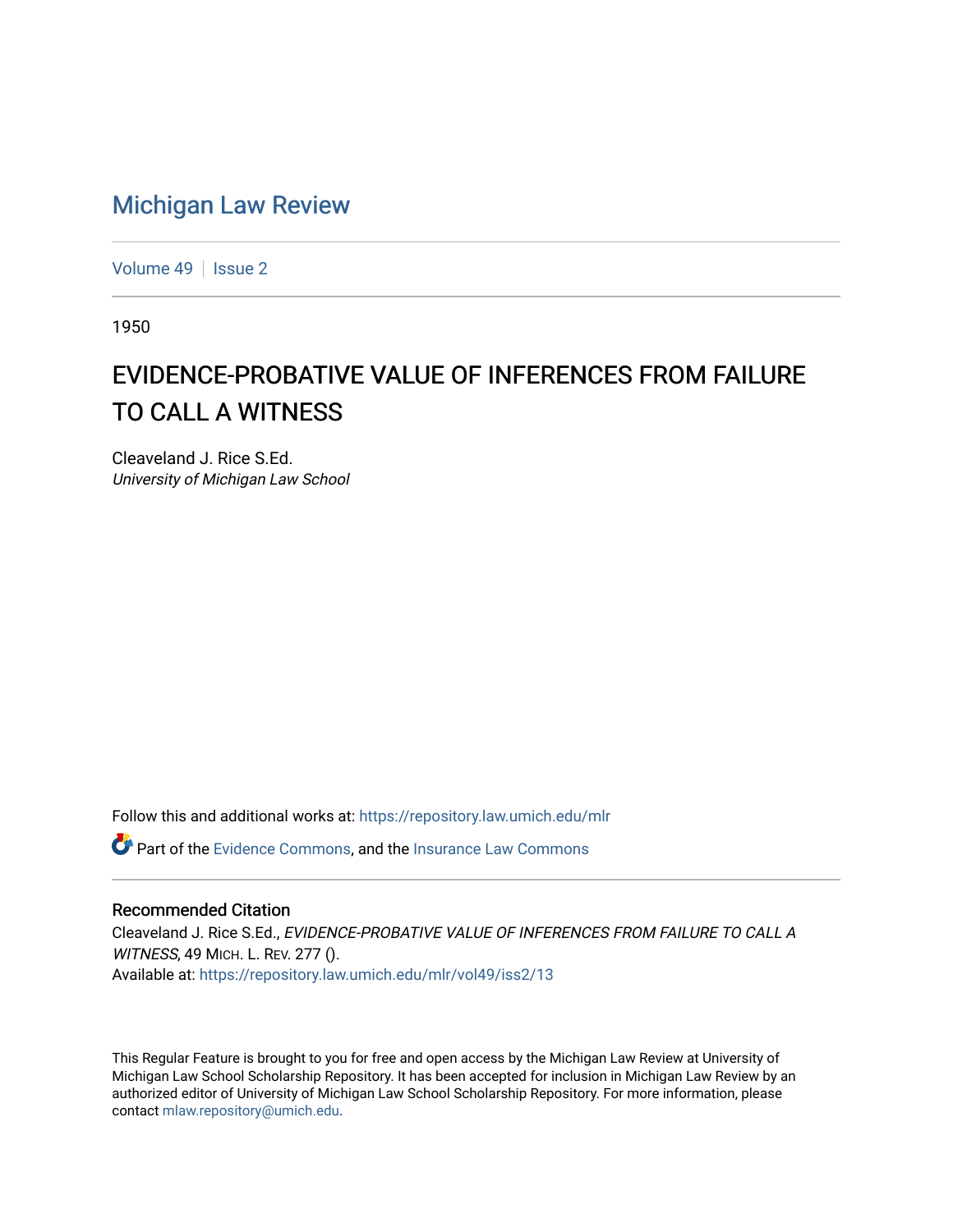# Michigan Law Review

Volume 49 | Issue 2

1950

## EVIDENCE-PROBATIVE VALUE OF INFERENCES FROM FAILURE TO CALL A WITNESS

Cleaveland J. Rice S.Ed.
*University of Michigan Law School*

Follow this and additional works at: https://repository.law.umich.edu/mlr

Part of the Evidence Commons, and the Insurance Law Commons

### Recommended Citation

Cleaveland J. Rice S.Ed., *EVIDENCE-PROBATIVE VALUE OF INFERENCES FROM FAILURE TO CALL A WITNESS*, 49 MICH. L. REV. 277 ().
Available at: https://repository.law.umich.edu/mlr/vol49/iss2/13

This Regular Feature is brought to you for free and open access by the Michigan Law Review at University of Michigan Law School Scholarship Repository. It has been accepted for inclusion in Michigan Law Review by an authorized editor of University of Michigan Law School Scholarship Repository. For more information, please contact mlaw.repository@umich.edu.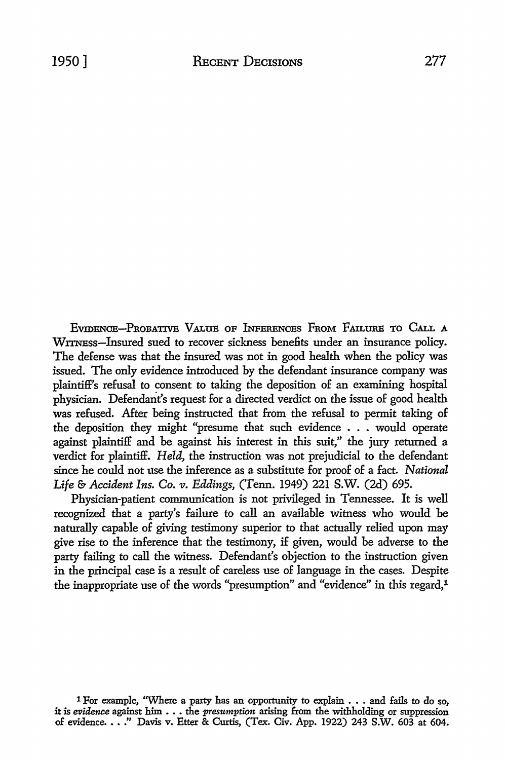EVIDENCE—PROBATIVE VALUE OF INFERENCES FROM FAILURE TO CALL A WITNESS—Insured sued to recover sickness benefits under an insurance policy. The defense was that the insured was not in good health when the policy was issued. The only evidence introduced by the defendant insurance company was plaintiff's refusal to consent to taking the deposition of an examining hospital physician. Defendant's request for a directed verdict on the issue of good health was refused. After being instructed that from the refusal to permit taking of the deposition they might "presume that such evidence . . . would operate against plaintiff and be against his interest in this suit," the jury returned a verdict for plaintiff. *Held,* the instruction was not prejudicial to the defendant since he could not use the inference as a substitute for proof of a fact. *National Life & Accident Ins. Co. v. Eddings,* (Tenn. 1949) 221 S.W. (2d) 695.

Physician-patient communication is not privileged in Tennessee. It is well recognized that a party's failure to call an available witness who would be naturally capable of giving testimony superior to that actually relied upon may give rise to the inference that the testimony, if given, would be adverse to the party failing to call the witness. Defendant's objection to the instruction given in the principal case is a result of careless use of language in the cases. Despite the inappropriate use of the words "presumption" and "evidence" in this regard,[1]

[1] For example, "Where a party has an opportunity to explain . . . and fails to do so, it is *evidence* against him . . . the *presumption* arising from the withholding or suppression of evidence. . . ." Davis v. Etter & Curtis, (Tex. Civ. App. 1922) 243 S.W. 603 at 604.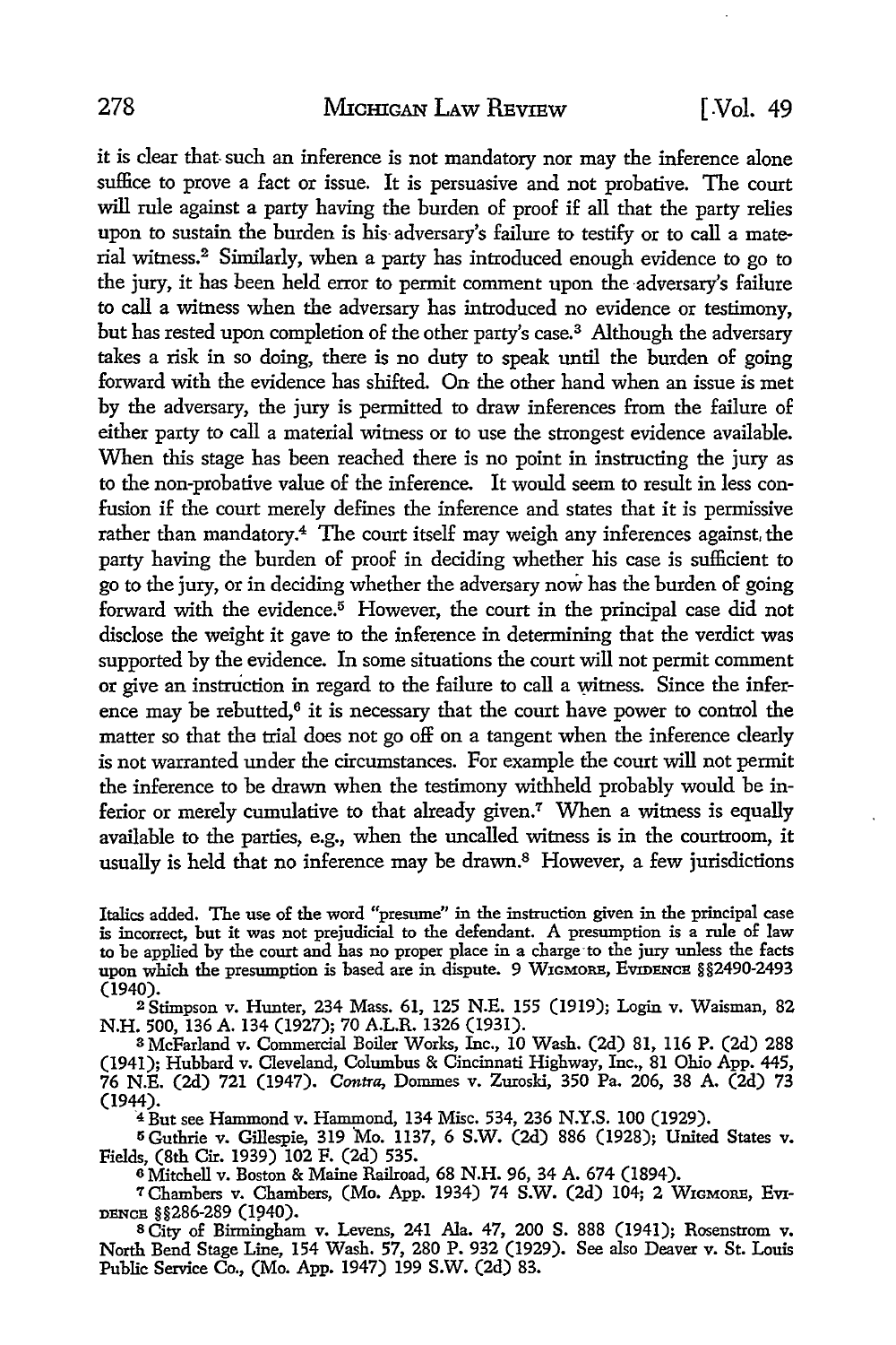it is clear that such an inference is not mandatory nor may the inference alone suffice to prove a fact or issue. It is persuasive and not probative. The court will rule against a party having the burden of proof if all that the party relies upon to sustain the burden is his adversary's failure to testify or to call a material witness.[2] Similarly, when a party has introduced enough evidence to go to the jury, it has been held error to permit comment upon the adversary's failure to call a witness when the adversary has introduced no evidence or testimony, but has rested upon completion of the other party's case.[3] Although the adversary takes a risk in so doing, there is no duty to speak until the burden of going forward with the evidence has shifted. On the other hand when an issue is met by the adversary, the jury is permitted to draw inferences from the failure of either party to call a material witness or to use the strongest evidence available. When this stage has been reached there is no point in instructing the jury as to the non-probative value of the inference. It would seem to result in less confusion if the court merely defines the inference and states that it is permissive rather than mandatory.[4] The court itself may weigh any inferences against the party having the burden of proof in deciding whether his case is sufficient to go to the jury, or in deciding whether the adversary now has the burden of going forward with the evidence.[5] However, the court in the principal case did not disclose the weight it gave to the inference in determining that the verdict was supported by the evidence. In some situations the court will not permit comment or give an instruction in regard to the failure to call a witness. Since the inference may be rebutted,[6] it is necessary that the court have power to control the matter so that the trial does not go off on a tangent when the inference clearly is not warranted under the circumstances. For example the court will not permit the inference to be drawn when the testimony withheld probably would be inferior or merely cumulative to that already given.[7] When a witness is equally available to the parties, e.g., when the uncalled witness is in the courtroom, it usually is held that no inference may be drawn.[8] However, a few jurisdictions

Italics added. The use of the word "presume" in the instruction given in the principal case is incorrect, but it was not prejudicial to the defendant. A presumption is a rule of law to be applied by the court and has no proper place in a charge to the jury unless the facts upon which the presumption is based are in dispute. 9 WIGMORE, EVIDENCE §§2490-2493 (1940).

[2] Stimpson v. Hunter, 234 Mass. 61, 125 N.E. 155 (1919); Login v. Waisman, 82 N.H. 500, 136 A. 134 (1927); 70 A.L.R. 1326 (1931).

[3] McFarland v. Commercial Boiler Works, Inc., 10 Wash. (2d) 81, 116 P. (2d) 288 (1941); Hubbard v. Cleveland, Columbus & Cincinnati Highway, Inc., 81 Ohio App. 445, 76 N.E. (2d) 721 (1947). *Contra*, Dommes v. Zuroski, 350 Pa. 206, 38 A. (2d) 73 (1944).

[4] But see Hammond v. Hammond, 134 Misc. 534, 236 N.Y.S. 100 (1929).

[5] Guthrie v. Gillespie, 319 Mo. 1137, 6 S.W. (2d) 886 (1928); United States v. Fields, (8th Cir. 1939) 102 F. (2d) 535.

[6] Mitchell v. Boston & Maine Railroad, 68 N.H. 96, 34 A. 674 (1894).

[7] Chambers v. Chambers, (Mo. App. 1934) 74 S.W. (2d) 104; 2 WIGMORE, EVIDENCE §§286-289 (1940).

[8] City of Birmingham v. Levens, 241 Ala. 47, 200 S. 888 (1941); Rosenstrom v. North Bend Stage Line, 154 Wash. 57, 280 P. 932 (1929). See also Deaver v. St. Louis Public Service Co., (Mo. App. 1947) 199 S.W. (2d) 83.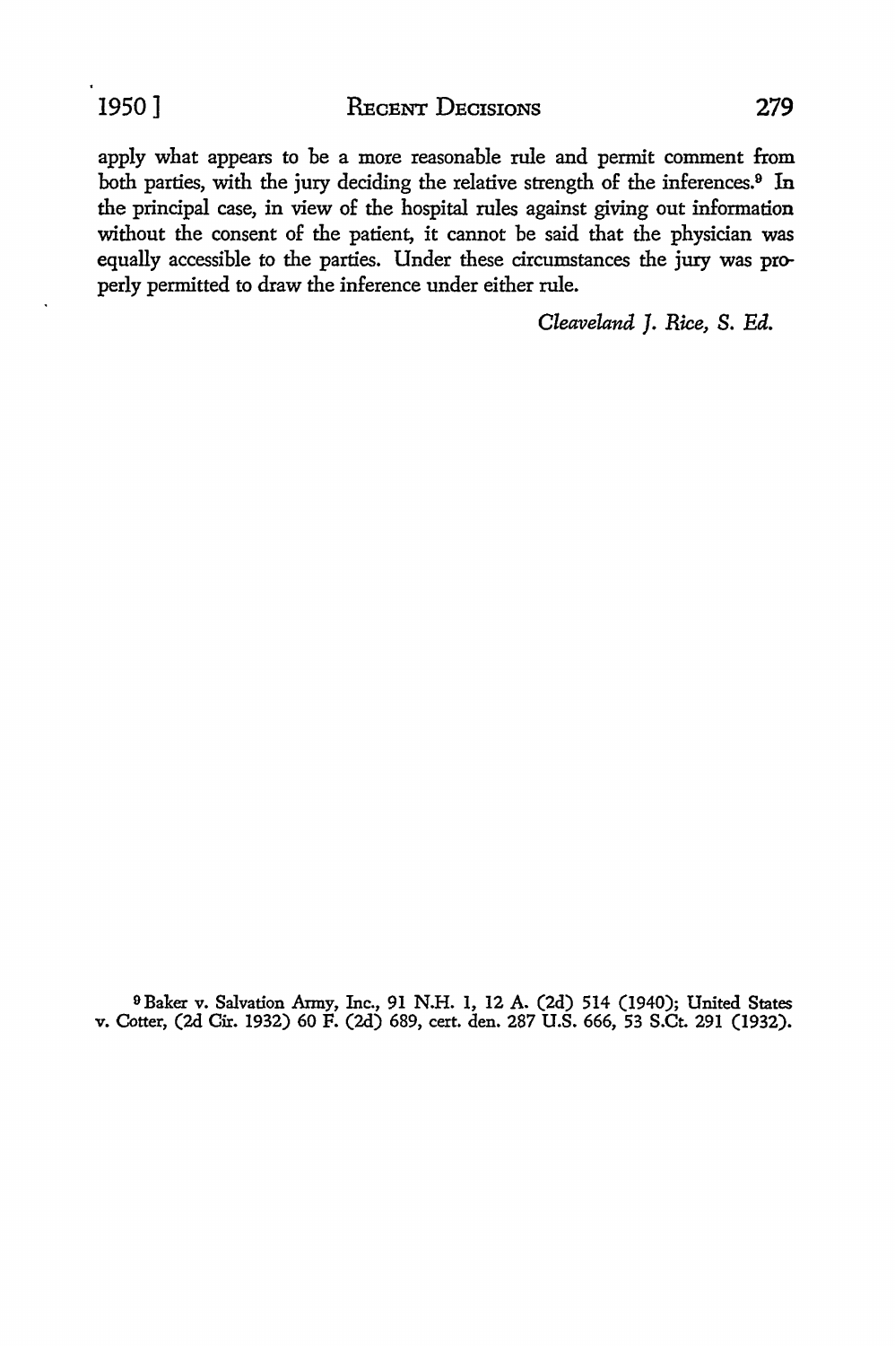apply what appears to be a more reasonable rule and permit comment from both parties, with the jury deciding the relative strength of the inferences.[9] In the principal case, in view of the hospital rules against giving out information without the consent of the patient, it cannot be said that the physician was equally accessible to the parties. Under these circumstances the jury was properly permitted to draw the inference under either rule.

*Cleaveland J. Rice, S. Ed.*

[9] Baker v. Salvation Army, Inc., 91 N.H. 1, 12 A. (2d) 514 (1940); United States v. Cotter, (2d Cir. 1932) 60 F. (2d) 689, cert. den. 287 U.S. 666, 53 S.Ct. 291 (1932).